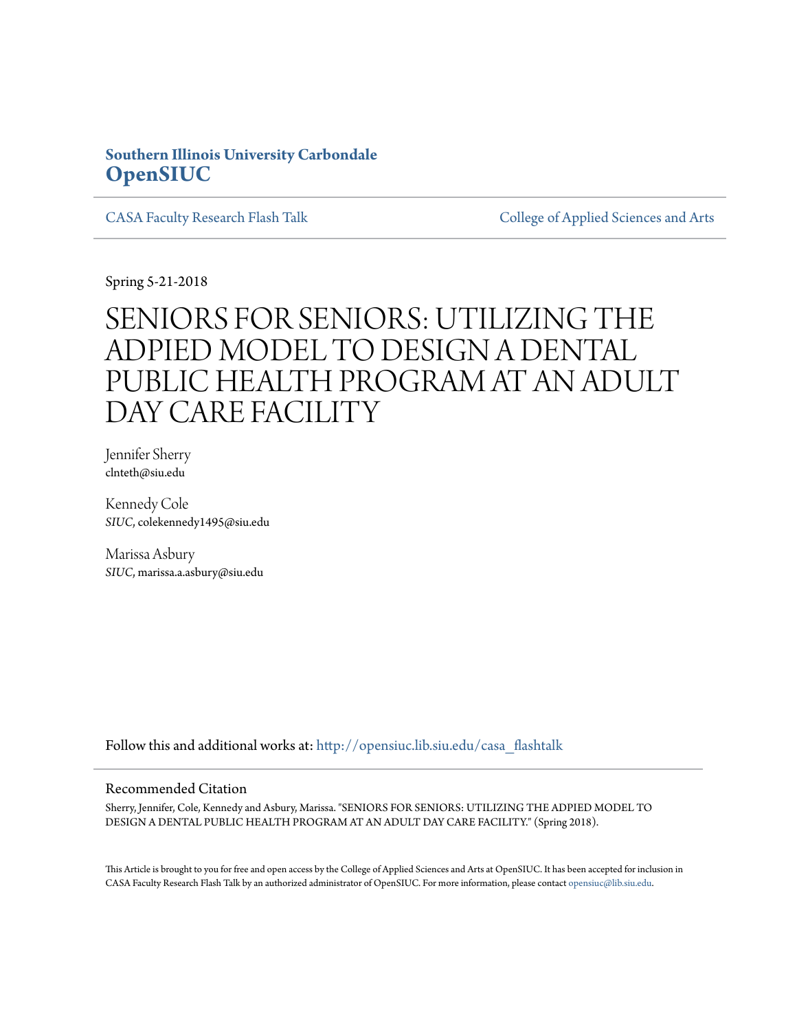**Southern Illinois University Carbondale**
**OpenSIUC**

CASA Faculty Research Flash Talk | College of Applied Sciences and Arts

Spring 5-21-2018

# SENIORS FOR SENIORS: UTILIZING THE ADPIED MODEL TO DESIGN A DENTAL PUBLIC HEALTH PROGRAM AT AN ADULT DAY CARE FACILITY

Jennifer Sherry
clnteth@siu.edu

Kennedy Cole
*SIUC*, colekennedy1495@siu.edu

Marissa Asbury
*SIUC*, marissa.a.asbury@siu.edu

Follow this and additional works at: http://opensiuc.lib.siu.edu/casa_flashtalk

## Recommended Citation

Sherry, Jennifer, Cole, Kennedy and Asbury, Marissa. "SENIORS FOR SENIORS: UTILIZING THE ADPIED MODEL TO DESIGN A DENTAL PUBLIC HEALTH PROGRAM AT AN ADULT DAY CARE FACILITY." (Spring 2018).

This Article is brought to you for free and open access by the College of Applied Sciences and Arts at OpenSIUC. It has been accepted for inclusion in CASA Faculty Research Flash Talk by an authorized administrator of OpenSIUC. For more information, please contact opensiuc@lib.siu.edu.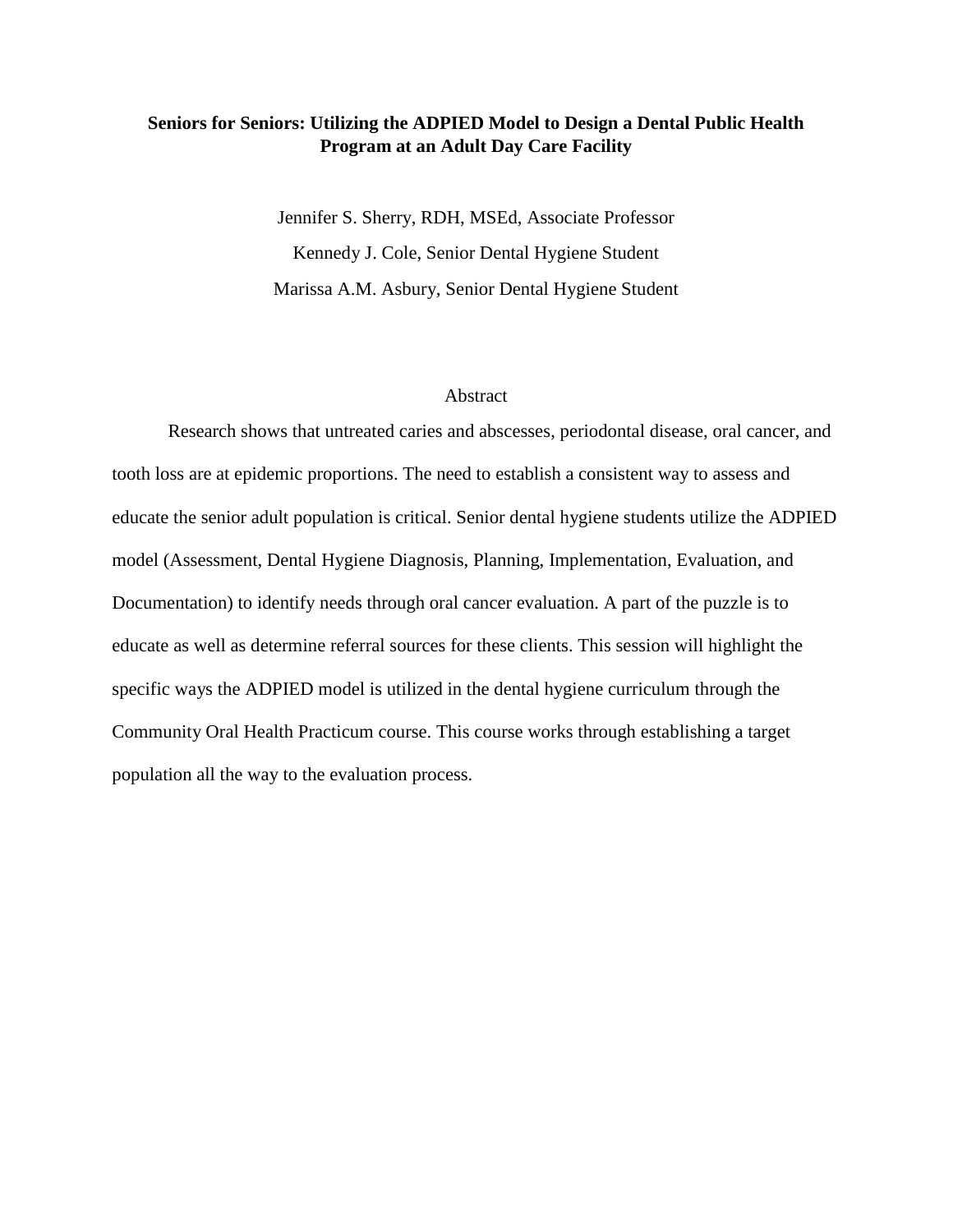# Seniors for Seniors: Utilizing the ADPIED Model to Design a Dental Public Health Program at an Adult Day Care Facility

Jennifer S. Sherry, RDH, MSEd, Associate Professor

Kennedy J. Cole, Senior Dental Hygiene Student

Marissa A.M. Asbury, Senior Dental Hygiene Student

## Abstract

Research shows that untreated caries and abscesses, periodontal disease, oral cancer, and tooth loss are at epidemic proportions. The need to establish a consistent way to assess and educate the senior adult population is critical. Senior dental hygiene students utilize the ADPIED model (Assessment, Dental Hygiene Diagnosis, Planning, Implementation, Evaluation, and Documentation) to identify needs through oral cancer evaluation. A part of the puzzle is to educate as well as determine referral sources for these clients. This session will highlight the specific ways the ADPIED model is utilized in the dental hygiene curriculum through the Community Oral Health Practicum course. This course works through establishing a target population all the way to the evaluation process.